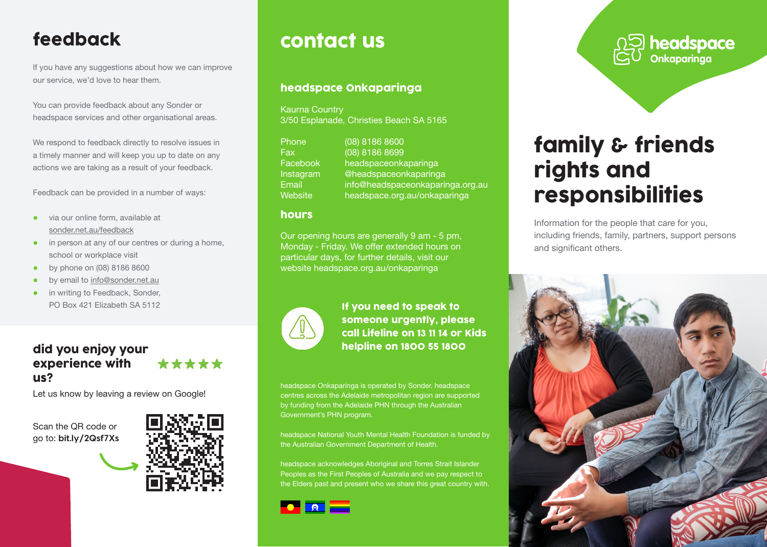## feedback

If you have any suggestions about how we can improve our service, we'd love to hear them.

You can provide feedback about any Sonder or headspace services and other organisational areas.

We respond to feedback directly to resolve issues in a timely manner and will keep you up to date on any actions we are taking as a result of your feedback.

Feedback can be provided in a number of ways:

- via our online form, available at sonder.net.au/feedback
- in person at any of our centres or during a home, school or workplace visit
- by phone on (08) 8186 8600
- by email to info@sonder.net.au
- in writing to Feedback, Sonder, PO Box 421 Elizabeth SA 5112

### did you enjoy your experience with us?

★★★★★

Let us know by leaving a review on Google!

Scan the QR code or go to: **bit.ly/2Qsf7Xs**

## contact us

### headspace Onkaparinga

Kaurna Country
3/50 Esplanade, Christies Beach SA 5165

| | |
|---|---|
| Phone | (08) 8186 8600 |
| Fax | (08) 8186 8699 |
| Facebook | headspaceonkaparinga |
| Instagram | @headspaceonkaparinga |
| Email | info@headspaceonkaparinga.org.au |
| Website | headspace.org.au/onkaparinga |

### hours

Our opening hours are generally 9 am - 5 pm, Monday - Friday. We offer extended hours on particular days, for further details, visit our website headspace.org.au/onkaparinga

**If you need to speak to someone urgently, please call Lifeline on 13 11 14 or Kids helpline on 1800 55 1800**

headspace Onkaparinga is operated by Sonder. headspace centres across the Adelaide metropolitan region are supported by funding from the Adelaide PHN through the Australian Government's PHN program.

headspace National Youth Mental Health Foundation is funded by the Australian Government Department of Health.

headspace acknowledges Aboriginal and Torres Strait Islander Peoples as the First Peoples of Australia and we pay respect to the Elders past and present who we share this great country with.

headspace Onkaparinga

# family & friends rights and responsibilities

Information for the people that care for you, including friends, family, partners, support persons and significant others.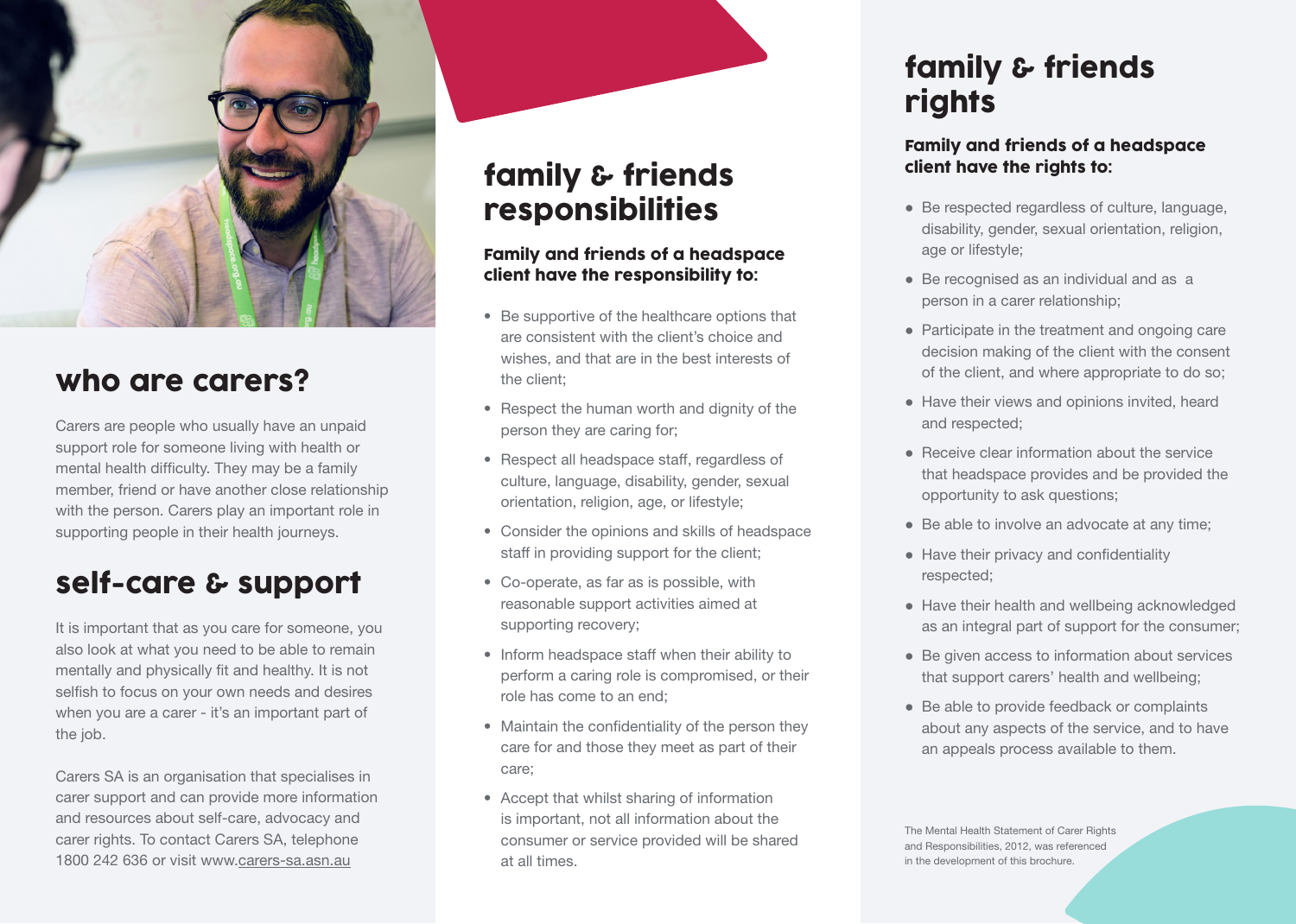## who are carers?

Carers are people who usually have an unpaid support role for someone living with health or mental health difficulty. They may be a family member, friend or have another close relationship with the person. Carers play an important role in supporting people in their health journeys.

## self-care & support

It is important that as you care for someone, you also look at what you need to be able to remain mentally and physically fit and healthy. It is not selfish to focus on your own needs and desires when you are a carer - it's an important part of the job.

Carers SA is an organisation that specialises in carer support and can provide more information and resources about self-care, advocacy and carer rights. To contact Carers SA, telephone 1800 242 636 or visit www.carers-sa.asn.au

## family & friends responsibilities

### Family and friends of a headspace client have the responsibility to:

- Be supportive of the healthcare options that are consistent with the client's choice and wishes, and that are in the best interests of the client;
- Respect the human worth and dignity of the person they are caring for;
- Respect all headspace staff, regardless of culture, language, disability, gender, sexual orientation, religion, age, or lifestyle;
- Consider the opinions and skills of headspace staff in providing support for the client;
- Co-operate, as far as is possible, with reasonable support activities aimed at supporting recovery;
- Inform headspace staff when their ability to perform a caring role is compromised, or their role has come to an end;
- Maintain the confidentiality of the person they care for and those they meet as part of their care;
- Accept that whilst sharing of information is important, not all information about the consumer or service provided will be shared at all times.

## family & friends rights

### Family and friends of a headspace client have the rights to:

- Be respected regardless of culture, language, disability, gender, sexual orientation, religion, age or lifestyle;
- Be recognised as an individual and as a person in a carer relationship;
- Participate in the treatment and ongoing care decision making of the client with the consent of the client, and where appropriate to do so;
- Have their views and opinions invited, heard and respected;
- Receive clear information about the service that headspace provides and be provided the opportunity to ask questions;
- Be able to involve an advocate at any time;
- Have their privacy and confidentiality respected;
- Have their health and wellbeing acknowledged as an integral part of support for the consumer;
- Be given access to information about services that support carers' health and wellbeing;
- Be able to provide feedback or complaints about any aspects of the service, and to have an appeals process available to them.

The Mental Health Statement of Carer Rights and Responsibilities, 2012, was referenced in the development of this brochure.